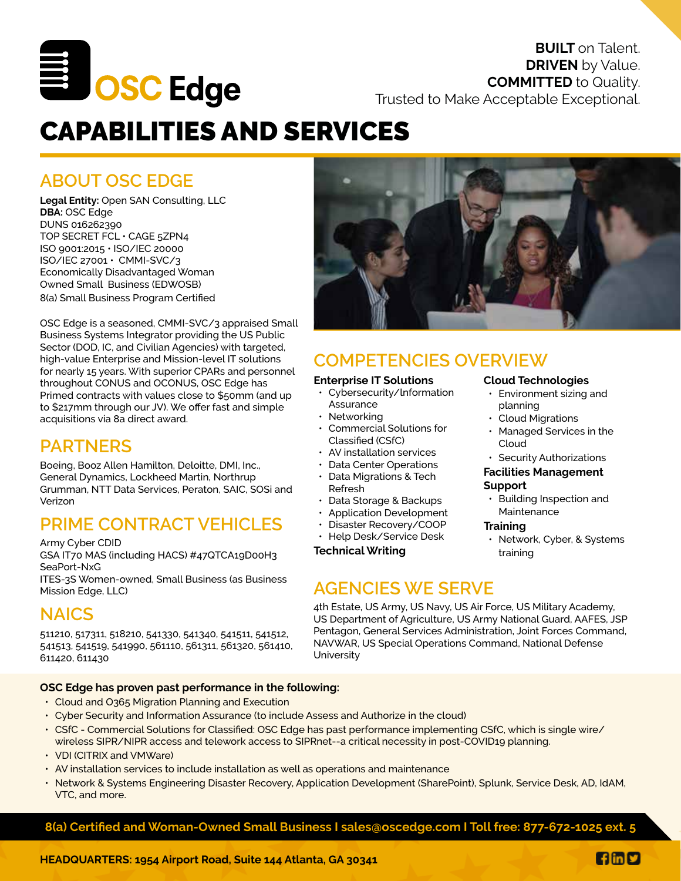# OSC Edge

**BUILT** on Talent.
**DRIVEN** by Value.
**COMMITTED** to Quality.
Trusted to Make Acceptable Exceptional.

# CAPABILITIES AND SERVICES

## ABOUT OSC EDGE

**Legal Entity:** Open SAN Consulting, LLC
**DBA:** OSC Edge
DUNS 016262390
TOP SECRET FCL • CAGE 5ZPN4
ISO 9001:2015 • ISO/IEC 20000
ISO/IEC 27001 • CMMI-SVC/3
Economically Disadvantaged Woman Owned Small Business (EDWOSB)
8(a) Small Business Program Certified

OSC Edge is a seasoned, CMMI-SVC/3 appraised Small Business Systems Integrator providing the US Public Sector (DOD, IC, and Civilian Agencies) with targeted, high-value Enterprise and Mission-level IT solutions for nearly 15 years. With superior CPARs and personnel throughout CONUS and OCONUS, OSC Edge has Primed contracts with values close to $50mm (and up to $217mm through our JV). We offer fast and simple acquisitions via 8a direct award.

## PARTNERS

Boeing, Booz Allen Hamilton, Deloitte, DMI, Inc., General Dynamics, Lockheed Martin, Northrup Grumman, NTT Data Services, Peraton, SAIC, SOSi and Verizon

## PRIME CONTRACT VEHICLES

Army Cyber CDID
GSA IT70 MAS (including HACS) #47QTCA19D00H3
SeaPort-NxG
ITES-3S Women-owned, Small Business (as Business Mission Edge, LLC)

## NAICS

511210, 517311, 518210, 541330, 541340, 541511, 541512, 541513, 541519, 541990, 561110, 561311, 561320, 561410, 611420, 611430

## COMPETENCIES OVERVIEW

**Enterprise IT Solutions**

- Cybersecurity/Information Assurance
- Networking
- Commercial Solutions for Classified (CSfC)
- AV installation services
- Data Center Operations
- Data Migrations & Tech Refresh
- Data Storage & Backups
- Application Development
- Disaster Recovery/COOP
- Help Desk/Service Desk

**Technical Writing**

**Cloud Technologies**

- Environment sizing and planning
- Cloud Migrations
- Managed Services in the Cloud
- Security Authorizations

**Facilities Management Support**

- Building Inspection and Maintenance

**Training**

- Network, Cyber, & Systems training

## AGENCIES WE SERVE

4th Estate, US Army, US Navy, US Air Force, US Military Academy, US Department of Agriculture, US Army National Guard, AAFES, JSP Pentagon, General Services Administration, Joint Forces Command, NAVWAR, US Special Operations Command, National Defense University

**OSC Edge has proven past performance in the following:**

- Cloud and O365 Migration Planning and Execution
- Cyber Security and Information Assurance (to include Assess and Authorize in the cloud)
- CSfC - Commercial Solutions for Classified: OSC Edge has past performance implementing CSfC, which is single wire/wireless SIPR/NIPR access and telework access to SIPRnet--a critical necessity in post-COVID19 planning.
- VDI (CITRIX and VMWare)
- AV installation services to include installation as well as operations and maintenance
- Network & Systems Engineering Disaster Recovery, Application Development (SharePoint), Splunk, Service Desk, AD, IdAM, VTC, and more.

**8(a) Certified and Woman-Owned Small Business I sales@oscedge.com I Toll free: 877-672-1025 ext. 5**

**HEADQUARTERS: 1954 Airport Road, Suite 144 Atlanta, GA 30341**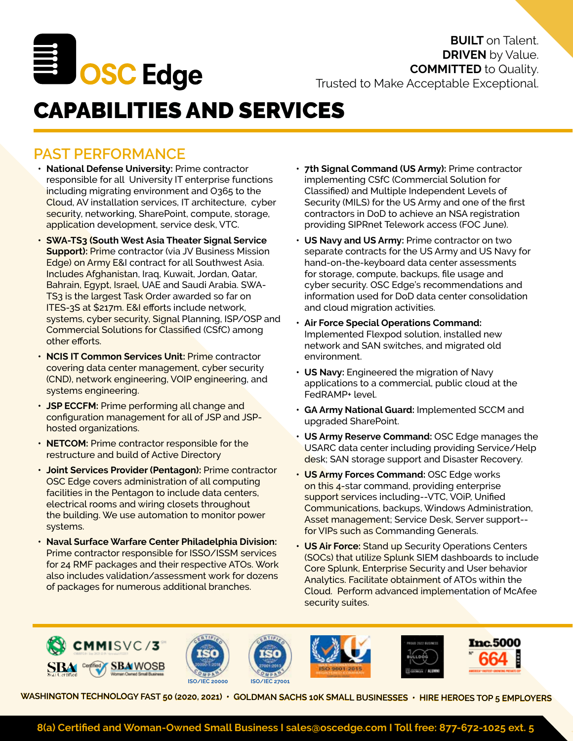# OSC Edge

**BUILT** on Talent.
**DRIVEN** by Value.
**COMMITTED** to Quality.
Trusted to Make Acceptable Exceptional.

# CAPABILITIES AND SERVICES

## PAST PERFORMANCE

- **National Defense University:** Prime contractor responsible for all University IT enterprise functions including migrating environment and O365 to the Cloud, AV installation services, IT architecture, cyber security, networking, SharePoint, compute, storage, application development, service desk, VTC.
- **SWA-TS3 (South West Asia Theater Signal Service Support):** Prime contractor (via JV Business Mission Edge) on Army E&I contract for all Southwest Asia. Includes Afghanistan, Iraq, Kuwait, Jordan, Qatar, Bahrain, Egypt, Israel, UAE and Saudi Arabia. SWA-TS3 is the largest Task Order awarded so far on ITES-3S at $217m. E&I efforts include network, systems, cyber security, Signal Planning, ISP/OSP and Commercial Solutions for Classified (CSfC) among other efforts.
- **NCIS IT Common Services Unit:** Prime contractor covering data center management, cyber security (CND), network engineering, VOIP engineering, and systems engineering.
- **JSP ECCFM:** Prime performing all change and configuration management for all of JSP and JSP-hosted organizations.
- **NETCOM:** Prime contractor responsible for the restructure and build of Active Directory
- **Joint Services Provider (Pentagon):** Prime contractor OSC Edge covers administration of all computing facilities in the Pentagon to include data centers, electrical rooms and wiring closets throughout the building. We use automation to monitor power systems.
- **Naval Surface Warfare Center Philadelphia Division:** Prime contractor responsible for ISSO/ISSM services for 24 RMF packages and their respective ATOs. Work also includes validation/assessment work for dozens of packages for numerous additional branches.
- **7th Signal Command (US Army):** Prime contractor implementing CSfC (Commercial Solution for Classified) and Multiple Independent Levels of Security (MILS) for the US Army and one of the first contractors in DoD to achieve an NSA registration providing SIPRnet Telework access (FOC June).
- **US Navy and US Army:** Prime contractor on two separate contracts for the US Army and US Navy for hand-on-the-keyboard data center assessments for storage, compute, backups, file usage and cyber security. OSC Edge's recommendations and information used for DoD data center consolidation and cloud migration activities.
- **Air Force Special Operations Command:** Implemented Flexpod solution, installed new network and SAN switches, and migrated old environment.
- **US Navy:** Engineered the migration of Navy applications to a commercial, public cloud at the FedRAMP+ level.
- **GA Army National Guard:** Implemented SCCM and upgraded SharePoint.
- **US Army Reserve Command:** OSC Edge manages the USARC data center including providing Service/Help desk; SAN storage support and Disaster Recovery.
- **US Army Forces Command:** OSC Edge works on this 4-star command, providing enterprise support services including--VTC, VOiP, Unified Communications, backups, Windows Administration, Asset management; Service Desk, Server support--for VIPs such as Commanding Generals.
- **US Air Force:** Stand up Security Operations Centers (SOCs) that utilize Splunk SIEM dashboards to include Core Splunk, Enterprise Security and User behavior Analytics. Facilitate obtainment of ATOs within the Cloud. Perform advanced implementation of McAfee security suites.

CMMI SVC/3 · SBA 8(a) Certified · Certified SBA WOSB · ISO/IEC 20000 · ISO/IEC 27001 · ISO 9001:2015 · Bulldog 100 · Inc.5000 No 664

WASHINGTON TECHNOLOGY FAST 50 (2020, 2021) • GOLDMAN SACHS 10K SMALL BUSINESSES • HIRE HEROES TOP 5 EMPLOYERS

8(a) Certified and Woman-Owned Small Business I sales@oscedge.com I Toll free: 877-672-1025 ext. 5